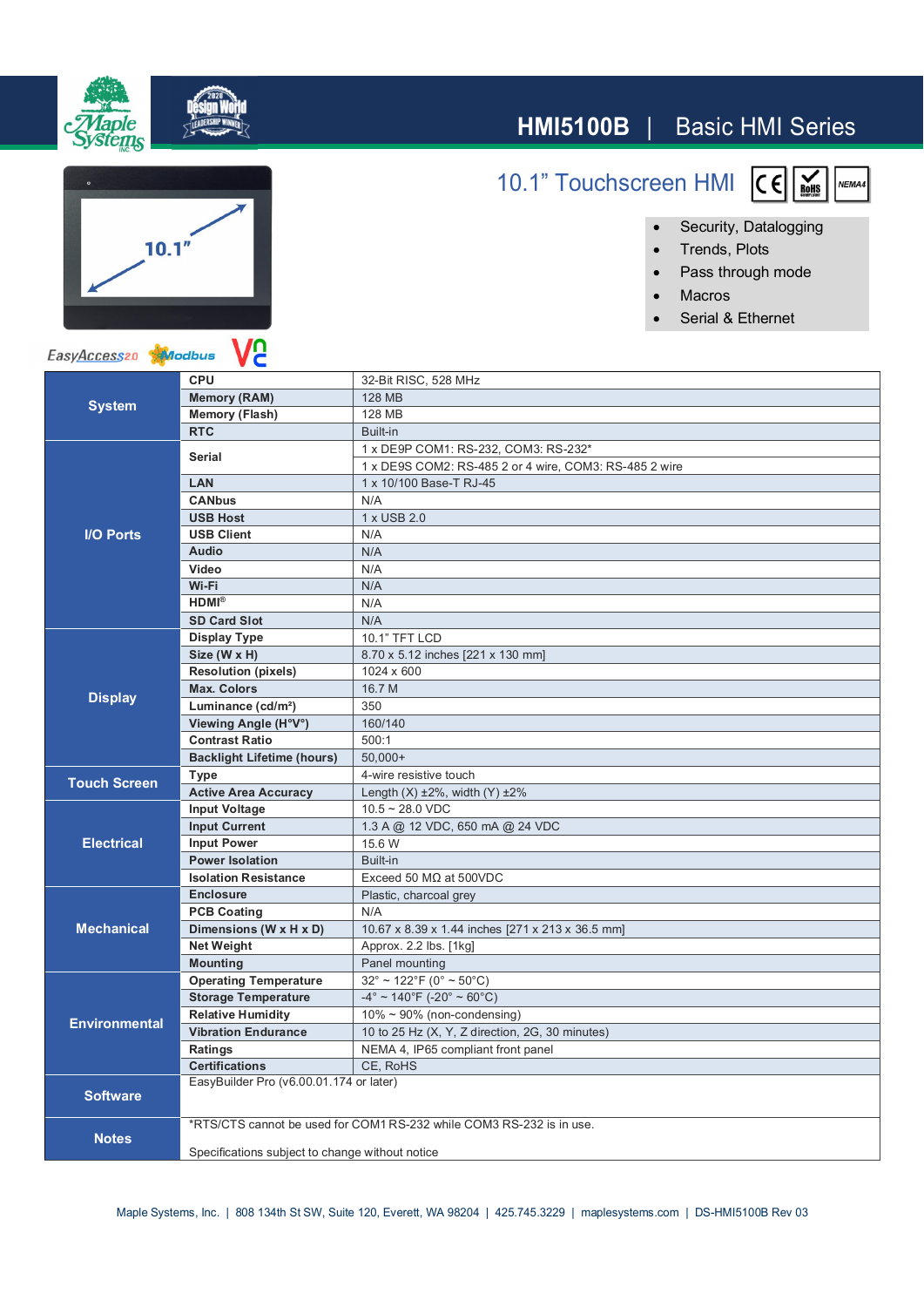# HMI5100B | Basic HMI Series

## 10.1" Touchscreen HMI

- Security, Datalogging
- Trends, Plots
- Pass through mode
- Macros
- Serial & Ethernet

| | | |
|---|---|---|
| **System** | **CPU** | 32-Bit RISC, 528 MHz |
| | **Memory (RAM)** | 128 MB |
| | **Memory (Flash)** | 128 MB |
| | **RTC** | Built-in |
| **I/O Ports** | **Serial** | 1 x DE9P COM1: RS-232, COM3: RS-232* |
| | | 1 x DE9S COM2: RS-485 2 or 4 wire, COM3: RS-485 2 wire |
| | **LAN** | 1 x 10/100 Base-T RJ-45 |
| | **CANbus** | N/A |
| | **USB Host** | 1 x USB 2.0 |
| | **USB Client** | N/A |
| | **Audio** | N/A |
| | **Video** | N/A |
| | **Wi-Fi** | N/A |
| | **HDMI®** | N/A |
| | **SD Card Slot** | N/A |
| **Display** | **Display Type** | 10.1" TFT LCD |
| | **Size (W x H)** | 8.70 x 5.12 inches [221 x 130 mm] |
| | **Resolution (pixels)** | 1024 x 600 |
| | **Max. Colors** | 16.7 M |
| | **Luminance (cd/m²)** | 350 |
| | **Viewing Angle (H°V°)** | 160/140 |
| | **Contrast Ratio** | 500:1 |
| | **Backlight Lifetime (hours)** | 50,000+ |
| **Touch Screen** | **Type** | 4-wire resistive touch |
| | **Active Area Accuracy** | Length (X) ±2%, width (Y) ±2% |
| **Electrical** | **Input Voltage** | 10.5 ~ 28.0 VDC |
| | **Input Current** | 1.3 A @ 12 VDC, 650 mA @ 24 VDC |
| | **Input Power** | 15.6 W |
| | **Power Isolation** | Built-in |
| | **Isolation Resistance** | Exceed 50 MΩ at 500VDC |
| **Mechanical** | **Enclosure** | Plastic, charcoal grey |
| | **PCB Coating** | N/A |
| | **Dimensions (W x H x D)** | 10.67 x 8.39 x 1.44 inches [271 x 213 x 36.5 mm] |
| | **Net Weight** | Approx. 2.2 lbs. [1kg] |
| | **Mounting** | Panel mounting |
| **Environmental** | **Operating Temperature** | 32° ~ 122°F (0° ~ 50°C) |
| | **Storage Temperature** | -4° ~ 140°F (-20° ~ 60°C) |
| | **Relative Humidity** | 10% ~ 90% (non-condensing) |
| | **Vibration Endurance** | 10 to 25 Hz (X, Y, Z direction, 2G, 30 minutes) |
| | **Ratings** | NEMA 4, IP65 compliant front panel |
| | **Certifications** | CE, RoHS |
| **Software** | EasyBuilder Pro (v6.00.01.174 or later) | |
| **Notes** | *RTS/CTS cannot be used for COM1 RS-232 while COM3 RS-232 is in use.<br><br>Specifications subject to change without notice | |

Maple Systems, Inc. | 808 134th St SW, Suite 120, Everett, WA 98204 | 425.745.3229 | maplesystems.com | DS-HMI5100B Rev 03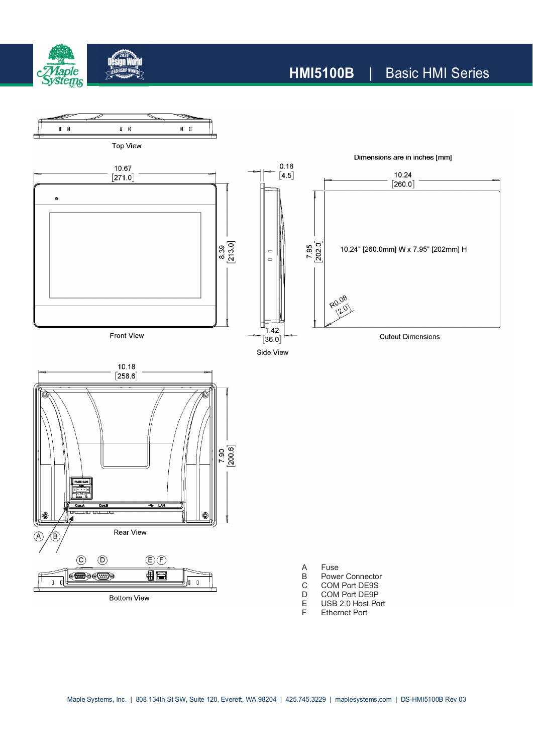Top View

Dimensions are in inches [mm]

10.67
[271.0]

8.39
[213.0]

Front View

0.18
[4.5]

1.42
[36.0]

Side View

10.24
[260.0]

7.95
[202.0]

10.24" [260.0mm] W x 7.95" [202mm] H

R0.08
[2.0]

Cutout Dimensions

10.18
[258.6]

7.90
[200.6]

Rear View

Bottom View

| | |
|---|---|
| A | Fuse |
| B | Power Connector |
| C | COM Port DE9S |
| D | COM Port DE9P |
| E | USB 2.0 Host Port |
| F | Ethernet Port |

Maple Systems, Inc. | 808 134th St SW, Suite 120, Everett, WA 98204 | 425.745.3229 | maplesystems.com | DS-HMI5100B Rev 03